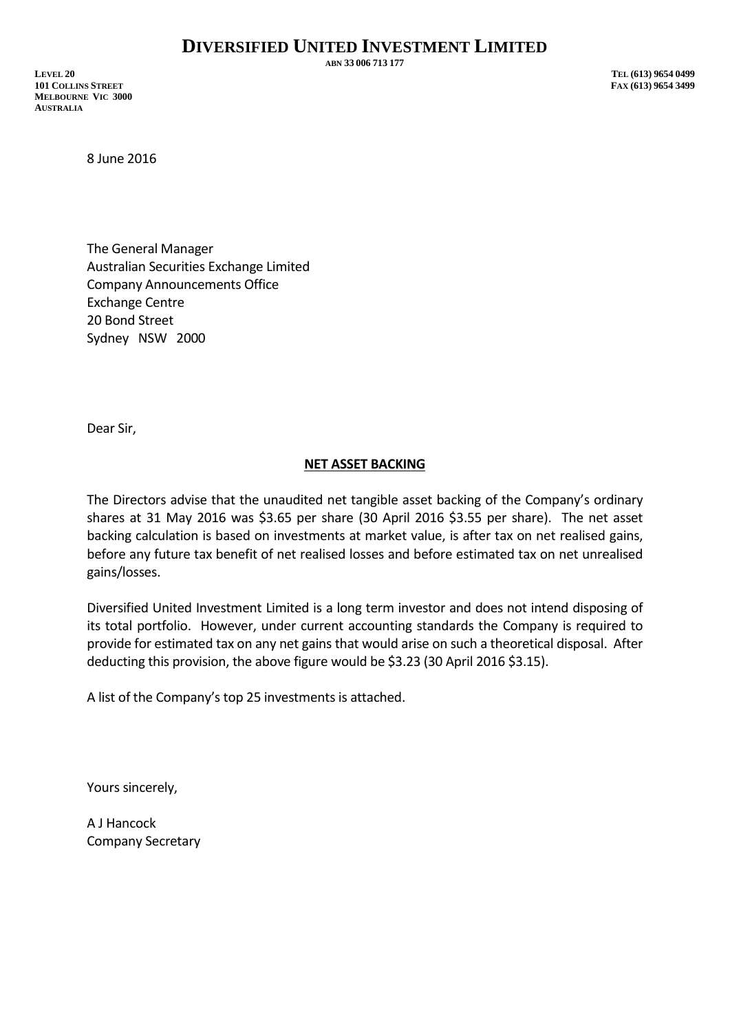# DIVERSIFIED UNITED INVESTMENT LIMITED

ABN 33 006 713 177

LEVEL 20
101 COLLINS STREET
MELBOURNE VIC 3000
AUSTRALIA

TEL (613) 9654 0499
FAX (613) 9654 3499

8 June 2016

The General Manager
Australian Securities Exchange Limited
Company Announcements Office
Exchange Centre
20 Bond Street
Sydney NSW 2000

Dear Sir,

**NET ASSET BACKING**

The Directors advise that the unaudited net tangible asset backing of the Company's ordinary shares at 31 May 2016 was $3.65 per share (30 April 2016 $3.55 per share). The net asset backing calculation is based on investments at market value, is after tax on net realised gains, before any future tax benefit of net realised losses and before estimated tax on net unrealised gains/losses.

Diversified United Investment Limited is a long term investor and does not intend disposing of its total portfolio. However, under current accounting standards the Company is required to provide for estimated tax on any net gains that would arise on such a theoretical disposal. After deducting this provision, the above figure would be $3.23 (30 April 2016 $3.15).

A list of the Company's top 25 investments is attached.

Yours sincerely,

A J Hancock
Company Secretary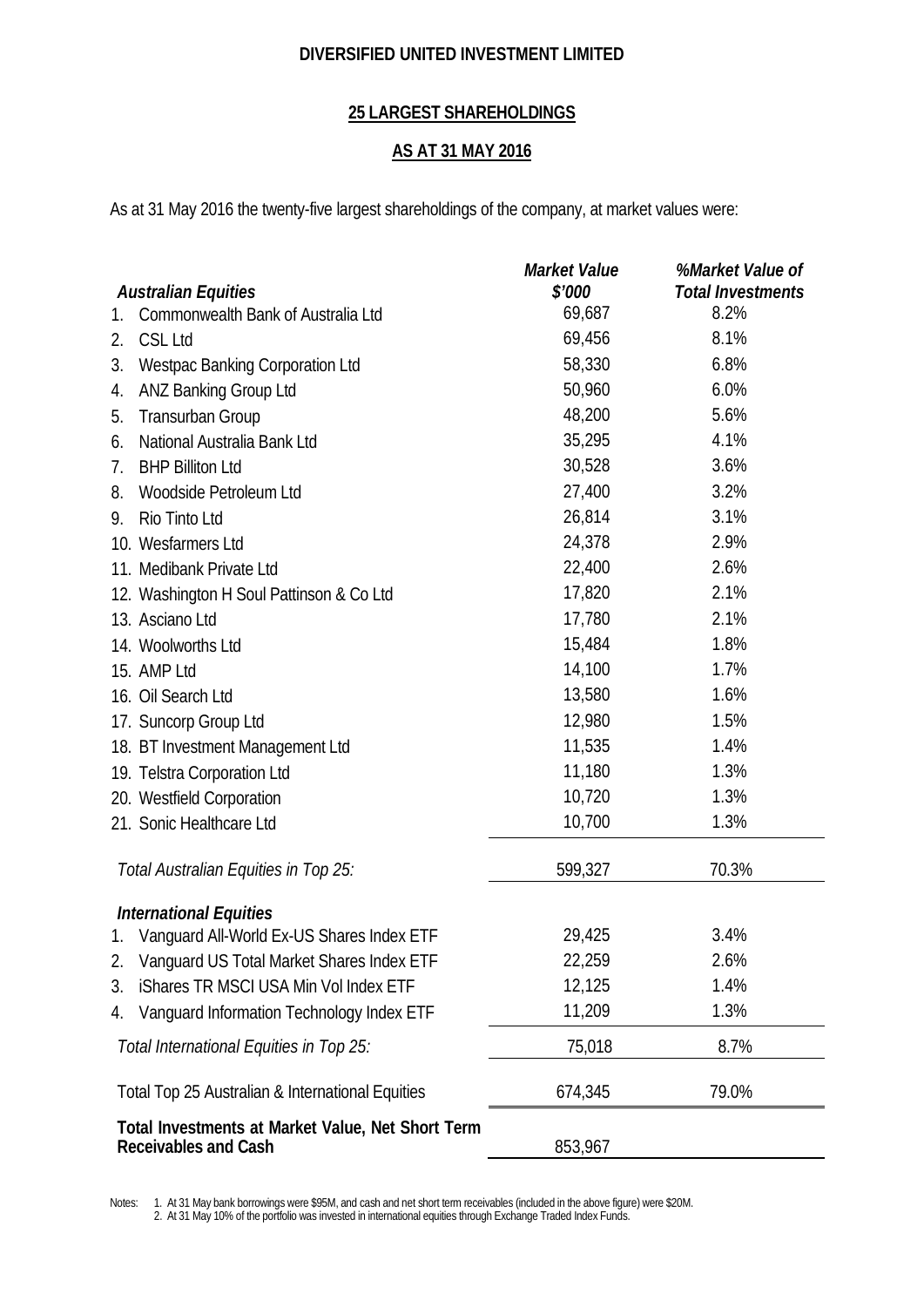**DIVERSIFIED UNITED INVESTMENT LIMITED**

**25 LARGEST SHAREHOLDINGS**

**AS AT 31 MAY 2016**

As at 31 May 2016 the twenty-five largest shareholdings of the company, at market values were:

| *Australian Equities* | *Market Value $'000* | *%Market Value of Total Investments* |
|---|---|---|
| 1. Commonwealth Bank of Australia Ltd | 69,687 | 8.2% |
| 2. CSL Ltd | 69,456 | 8.1% |
| 3. Westpac Banking Corporation Ltd | 58,330 | 6.8% |
| 4. ANZ Banking Group Ltd | 50,960 | 6.0% |
| 5. Transurban Group | 48,200 | 5.6% |
| 6. National Australia Bank Ltd | 35,295 | 4.1% |
| 7. BHP Billiton Ltd | 30,528 | 3.6% |
| 8. Woodside Petroleum Ltd | 27,400 | 3.2% |
| 9. Rio Tinto Ltd | 26,814 | 3.1% |
| 10. Wesfarmers Ltd | 24,378 | 2.9% |
| 11. Medibank Private Ltd | 22,400 | 2.6% |
| 12. Washington H Soul Pattinson & Co Ltd | 17,820 | 2.1% |
| 13. Asciano Ltd | 17,780 | 2.1% |
| 14. Woolworths Ltd | 15,484 | 1.8% |
| 15. AMP Ltd | 14,100 | 1.7% |
| 16. Oil Search Ltd | 13,580 | 1.6% |
| 17. Suncorp Group Ltd | 12,980 | 1.5% |
| 18. BT Investment Management Ltd | 11,535 | 1.4% |
| 19. Telstra Corporation Ltd | 11,180 | 1.3% |
| 20. Westfield Corporation | 10,720 | 1.3% |
| 21. Sonic Healthcare Ltd | 10,700 | 1.3% |
| *Total Australian Equities in Top 25:* | 599,327 | 70.3% |
| ***International Equities*** | | |
| 1. Vanguard All-World Ex-US Shares Index ETF | 29,425 | 3.4% |
| 2. Vanguard US Total Market Shares Index ETF | 22,259 | 2.6% |
| 3. iShares TR MSCI USA Min Vol Index ETF | 12,125 | 1.4% |
| 4. Vanguard Information Technology Index ETF | 11,209 | 1.3% |
| *Total International Equities in Top 25:* | 75,018 | 8.7% |
| Total Top 25 Australian & International Equities | 674,345 | 79.0% |
| **Total Investments at Market Value, Net Short Term Receivables and Cash** | 853,967 | |

Notes: 1. At 31 May bank borrowings were $95M, and cash and net short term receivables (included in the above figure) were $20M.
2. At 31 May 10% of the portfolio was invested in international equities through Exchange Traded Index Funds.